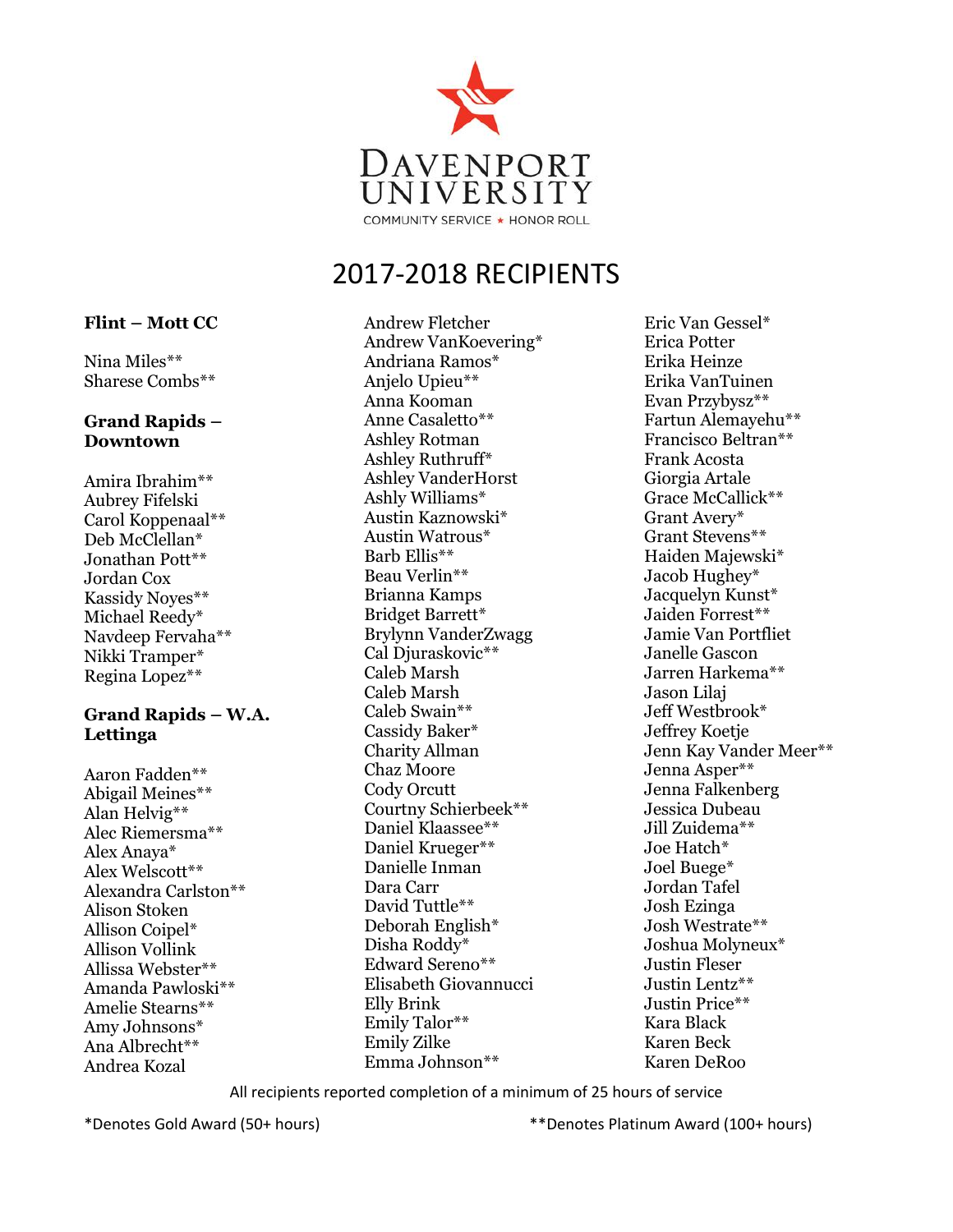DAVENPORT UNIVERSITY

COMMUNITY SERVICE ★ HONOR ROLL

# 2017-2018 RECIPIENTS

**Flint – Mott CC**

Nina Miles**
Sharese Combs**

**Grand Rapids – Downtown**

Amira Ibrahim**
Aubrey Fifelski
Carol Koppenaal**
Deb McClellan*
Jonathan Pott**
Jordan Cox
Kassidy Noyes**
Michael Reedy*
Navdeep Fervaha**
Nikki Tramper*
Regina Lopez**

**Grand Rapids – W.A. Lettinga**

Aaron Fadden**
Abigail Meines**
Alan Helvig**
Alec Riemersma**
Alex Anaya*
Alex Welscott**
Alexandra Carlston**
Alison Stoken
Allison Coipel*
Allison Vollink
Allissa Webster**
Amanda Pawloski**
Amelie Stearns**
Amy Johnsons*
Ana Albrecht**
Andrea Kozal
Andrew Fletcher
Andrew VanKoevering*
Andriana Ramos*
Anjelo Upieu**
Anna Kooman
Anne Casaletto**
Ashley Rotman
Ashley Ruthruff*
Ashley VanderHorst
Ashly Williams*
Austin Kaznowski*
Austin Watrous*
Barb Ellis**
Beau Verlin**
Brianna Kamps
Bridget Barrett*
Brylynn VanderZwagg
Cal Djuraskovic**
Caleb Marsh
Caleb Marsh
Caleb Swain**
Cassidy Baker*
Charity Allman
Chaz Moore
Cody Orcutt
Courtny Schierbeek**
Daniel Klaassee**
Daniel Krueger**
Danielle Inman
Dara Carr
David Tuttle**
Deborah English*
Disha Roddy*
Edward Sereno**
Elisabeth Giovannucci
Elly Brink
Emily Talor**
Emily Zilke
Emma Johnson**
Eric Van Gessel*
Erica Potter
Erika Heinze
Erika VanTuinen
Evan Przybysz**
Fartun Alemayehu**
Francisco Beltran**
Frank Acosta
Giorgia Artale
Grace McCallick**
Grant Avery*
Grant Stevens**
Haiden Majewski*
Jacob Hughey*
Jacquelyn Kunst*
Jaiden Forrest**
Jamie Van Portfliet
Janelle Gascon
Jarren Harkema**
Jason Lilaj
Jeff Westbrook*
Jeffrey Koetje
Jenn Kay Vander Meer**
Jenna Asper**
Jenna Falkenberg
Jessica Dubeau
Jill Zuidema**
Joe Hatch*
Joel Buege*
Jordan Tafel
Josh Ezinga
Josh Westrate**
Joshua Molyneux*
Justin Fleser
Justin Lentz**
Justin Price**
Kara Black
Karen Beck
Karen DeRoo

All recipients reported completion of a minimum of 25 hours of service

*Denotes Gold Award (50+ hours)

**Denotes Platinum Award (100+ hours)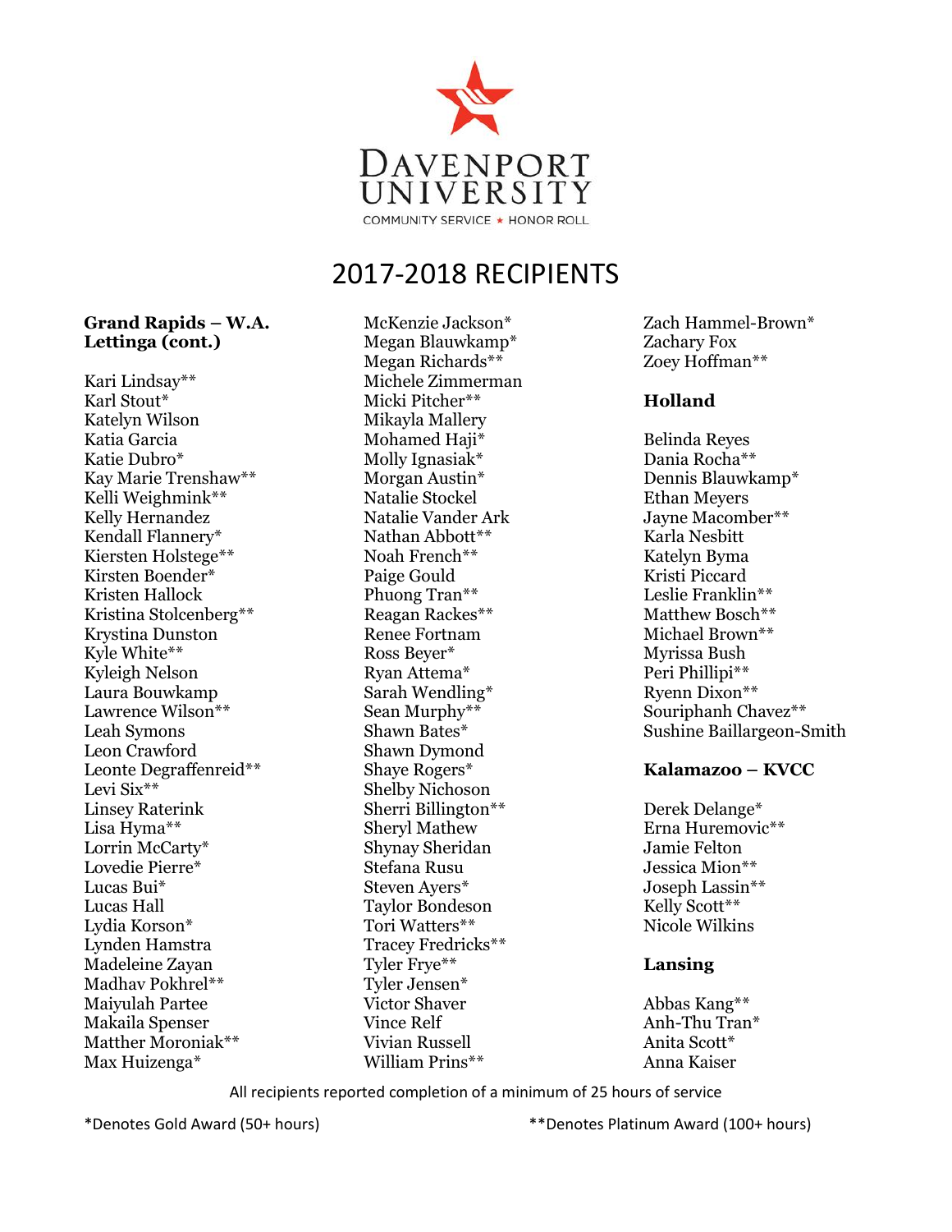DAVENPORT UNIVERSITY

COMMUNITY SERVICE ★ HONOR ROLL

# 2017-2018 RECIPIENTS

**Grand Rapids – W.A. Lettinga (cont.)**

Kari Lindsay**
Karl Stout*
Katelyn Wilson
Katia Garcia
Katie Dubro*
Kay Marie Trenshaw**
Kelli Weighmink**
Kelly Hernandez
Kendall Flannery*
Kiersten Holstege**
Kirsten Boender*
Kristen Hallock
Kristina Stolcenberg**
Krystina Dunston
Kyle White**
Kyleigh Nelson
Laura Bouwkamp
Lawrence Wilson**
Leah Symons
Leon Crawford
Leonte Degraffenreid**
Levi Six**
Linsey Raterink
Lisa Hyma**
Lorrin McCarty*
Lovedie Pierre*
Lucas Bui*
Lucas Hall
Lydia Korson*
Lynden Hamstra
Madeleine Zayan
Madhav Pokhrel**
Maiyulah Partee
Makaila Spenser
Matther Moroniak**
Max Huizenga*
McKenzie Jackson*
Megan Blauwkamp*
Megan Richards**
Michele Zimmerman
Micki Pitcher**
Mikayla Mallery
Mohamed Haji*
Molly Ignasiak*
Morgan Austin*
Natalie Stockel
Natalie Vander Ark
Nathan Abbott**
Noah French**
Paige Gould
Phuong Tran**
Reagan Rackes**
Renee Fortnam
Ross Beyer*
Ryan Attema*
Sarah Wendling*
Sean Murphy**
Shawn Bates*
Shawn Dymond
Shaye Rogers*
Shelby Nichoson
Sherri Billington**
Sheryl Mathew
Shynay Sheridan
Stefana Rusu
Steven Ayers*
Taylor Bondeson
Tori Watters**
Tracey Fredricks**
Tyler Frye**
Tyler Jensen*
Victor Shaver
Vince Relf
Vivian Russell
William Prins**
Zach Hammel-Brown*
Zachary Fox
Zoey Hoffman**

**Holland**

Belinda Reyes
Dania Rocha**
Dennis Blauwkamp*
Ethan Meyers
Jayne Macomber**
Karla Nesbitt
Katelyn Byma
Kristi Piccard
Leslie Franklin**
Matthew Bosch**
Michael Brown**
Myrissa Bush
Peri Phillipi**
Ryenn Dixon**
Souriphanh Chavez**
Sushine Baillargeon-Smith

**Kalamazoo – KVCC**

Derek Delange*
Erna Huremovic**
Jamie Felton
Jessica Mion**
Joseph Lassin**
Kelly Scott**
Nicole Wilkins

**Lansing**

Abbas Kang**
Anh-Thu Tran*
Anita Scott*
Anna Kaiser

All recipients reported completion of a minimum of 25 hours of service

*Denotes Gold Award (50+ hours)

**Denotes Platinum Award (100+ hours)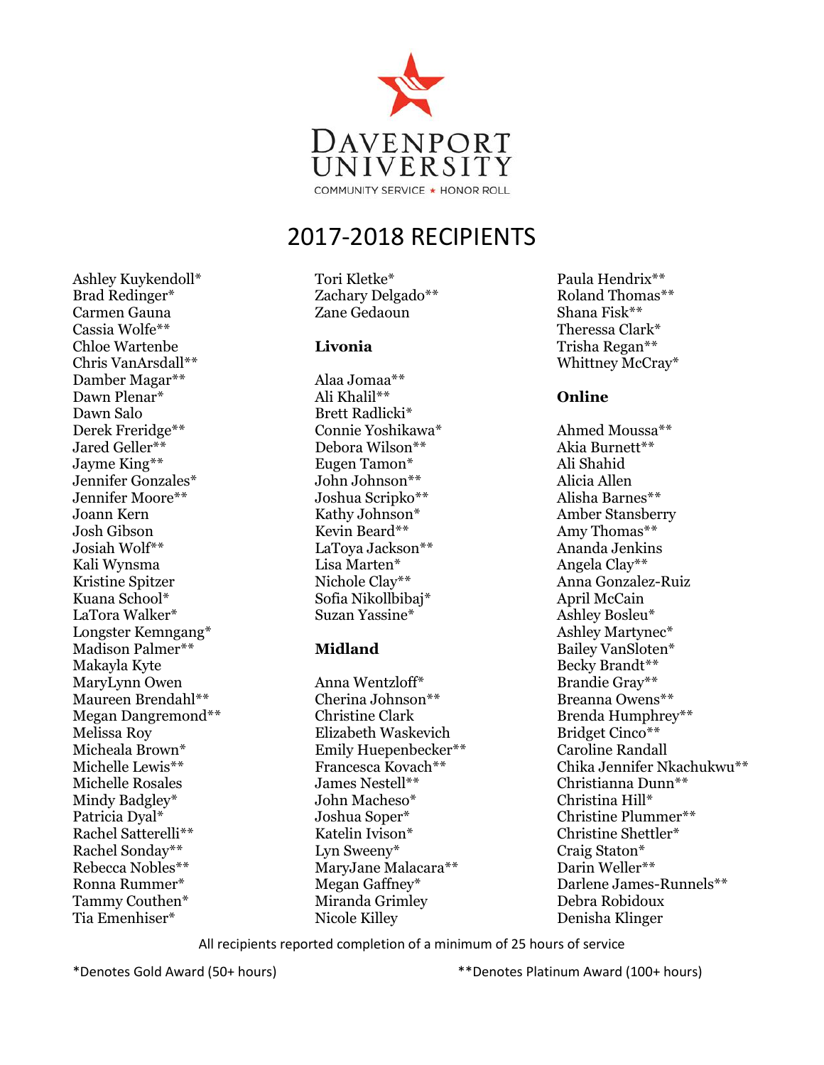DAVENPORT UNIVERSITY

COMMUNITY SERVICE ★ HONOR ROLL

# 2017-2018 RECIPIENTS

Ashley Kuykendoll*
Brad Redinger*
Carmen Gauna
Cassia Wolfe**
Chloe Wartenbe
Chris VanArsdall**
Damber Magar**
Dawn Plenar*
Dawn Salo
Derek Freridge**
Jared Geller**
Jayme King**
Jennifer Gonzales*
Jennifer Moore**
Joann Kern
Josh Gibson
Josiah Wolf**
Kali Wynsma
Kristine Spitzer
Kuana School*
LaTora Walker*
Longster Kemngang*
Madison Palmer**
Makayla Kyte
MaryLynn Owen
Maureen Brendahl**
Megan Dangremond**
Melissa Roy
Micheala Brown*
Michelle Lewis**
Michelle Rosales
Mindy Badgley*
Patricia Dyal*
Rachel Satterelli**
Rachel Sonday**
Rebecca Nobles**
Ronna Rummer*
Tammy Couthen*
Tia Emenhiser*
Tori Kletke*
Zachary Delgado**
Zane Gedaoun

**Livonia**

Alaa Jomaa**
Ali Khalil**
Brett Radlicki*
Connie Yoshikawa*
Debora Wilson**
Eugen Tamon*
John Johnson**
Joshua Scripko**
Kathy Johnson*
Kevin Beard**
LaToya Jackson**
Lisa Marten*
Nichole Clay**
Sofia Nikollbibaj*
Suzan Yassine*

**Midland**

Anna Wentzloff*
Cherina Johnson**
Christine Clark
Elizabeth Waskevich
Emily Huepenbecker**
Francesca Kovach**
James Nestell**
John Macheso*
Joshua Soper*
Katelin Ivison*
Lyn Sweeny*
MaryJane Malacara**
Megan Gaffney*
Miranda Grimley
Nicole Killey
Paula Hendrix**
Roland Thomas**
Shana Fisk**
Theressa Clark*
Trisha Regan**
Whittney McCray*

**Online**

Ahmed Moussa**
Akia Burnett**
Ali Shahid
Alicia Allen
Alisha Barnes**
Amber Stansberry
Amy Thomas**
Ananda Jenkins
Angela Clay**
Anna Gonzalez-Ruiz
April McCain
Ashley Bosleu*
Ashley Martynec*
Bailey VanSloten*
Becky Brandt**
Brandie Gray**
Breanna Owens**
Brenda Humphrey**
Bridget Cinco**
Caroline Randall
Chika Jennifer Nkachukwu**
Christianna Dunn**
Christina Hill*
Christine Plummer**
Christine Shettler*
Craig Staton*
Darin Weller**
Darlene James-Runnels**
Debra Robidoux
Denisha Klinger

All recipients reported completion of a minimum of 25 hours of service

*Denotes Gold Award (50+ hours)

**Denotes Platinum Award (100+ hours)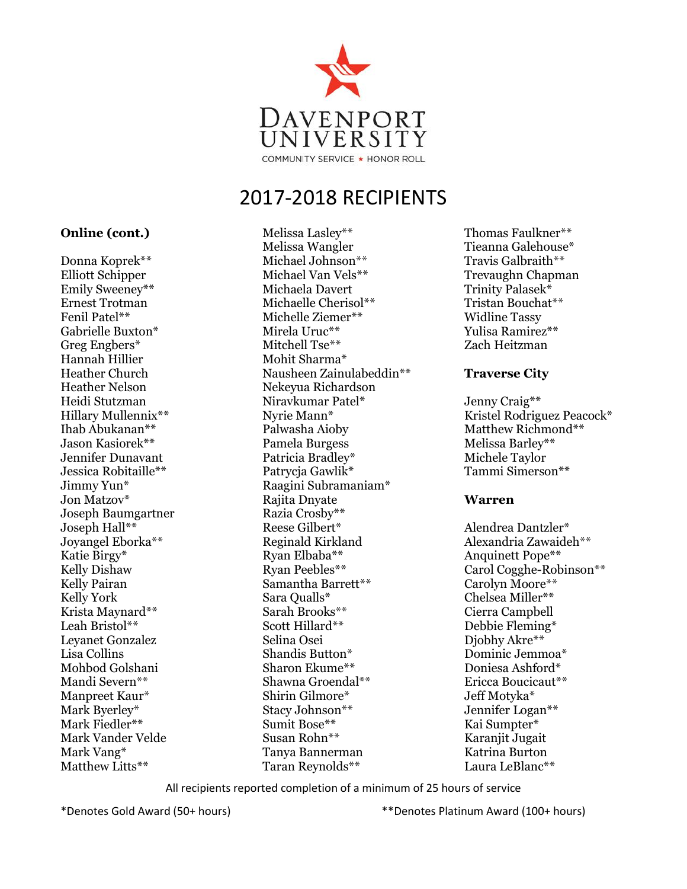DAVENPORT UNIVERSITY

COMMUNITY SERVICE ★ HONOR ROLL

# 2017-2018 RECIPIENTS

**Online (cont.)**

Donna Koprek**
Elliott Schipper
Emily Sweeney**
Ernest Trotman
Fenil Patel**
Gabrielle Buxton*
Greg Engbers*
Hannah Hillier
Heather Church
Heather Nelson
Heidi Stutzman
Hillary Mullennix**
Ihab Abukanan**
Jason Kasiorek**
Jennifer Dunavant
Jessica Robitaille**
Jimmy Yun*
Jon Matzov*
Joseph Baumgartner
Joseph Hall**
Joyangel Eborka**
Katie Birgy*
Kelly Dishaw
Kelly Pairan
Kelly York
Krista Maynard**
Leah Bristol**
Leyanet Gonzalez
Lisa Collins
Mohbod Golshani
Mandi Severn**
Manpreet Kaur*
Mark Byerley*
Mark Fiedler**
Mark Vander Velde
Mark Vang*
Matthew Litts**
Melissa Lasley**
Melissa Wangler
Michael Johnson**
Michael Van Vels**
Michaela Davert
Michaelle Cherisol**
Michelle Ziemer**
Mirela Uruc**
Mitchell Tse**
Mohit Sharma*
Nausheen Zainulabeddin**
Nekeyua Richardson
Niravkumar Patel*
Nyrie Mann*
Palwasha Aioby
Pamela Burgess
Patricia Bradley*
Patrycja Gawlik*
Raagini Subramaniam*
Rajita Dnyate
Razia Crosby**
Reese Gilbert*
Reginald Kirkland
Ryan Elbaba**
Ryan Peebles**
Samantha Barrett**
Sara Qualls*
Sarah Brooks**
Scott Hillard**
Selina Osei
Shandis Button*
Sharon Ekume**
Shawna Groendal**
Shirin Gilmore*
Stacy Johnson**
Sumit Bose**
Susan Rohn**
Tanya Bannerman
Taran Reynolds**
Thomas Faulkner**
Tieanna Galehouse*
Travis Galbraith**
Trevaughn Chapman
Trinity Palasek*
Tristan Bouchat**
Widline Tassy
Yulisa Ramirez**
Zach Heitzman

**Traverse City**

Jenny Craig**
Kristel Rodriguez Peacock*
Matthew Richmond**
Melissa Barley**
Michele Taylor
Tammi Simerson**

**Warren**

Alendrea Dantzler*
Alexandria Zawaideh**
Anquinett Pope**
Carol Cogghe-Robinson**
Carolyn Moore**
Chelsea Miller**
Cierra Campbell
Debbie Fleming*
Djobhy Akre**
Dominic Jemmoa*
Doniesa Ashford*
Ericca Boucicaut**
Jeff Motyka*
Jennifer Logan**
Kai Sumpter*
Karanjit Jugait
Katrina Burton
Laura LeBlanc**

All recipients reported completion of a minimum of 25 hours of service

*Denotes Gold Award (50+ hours)

**Denotes Platinum Award (100+ hours)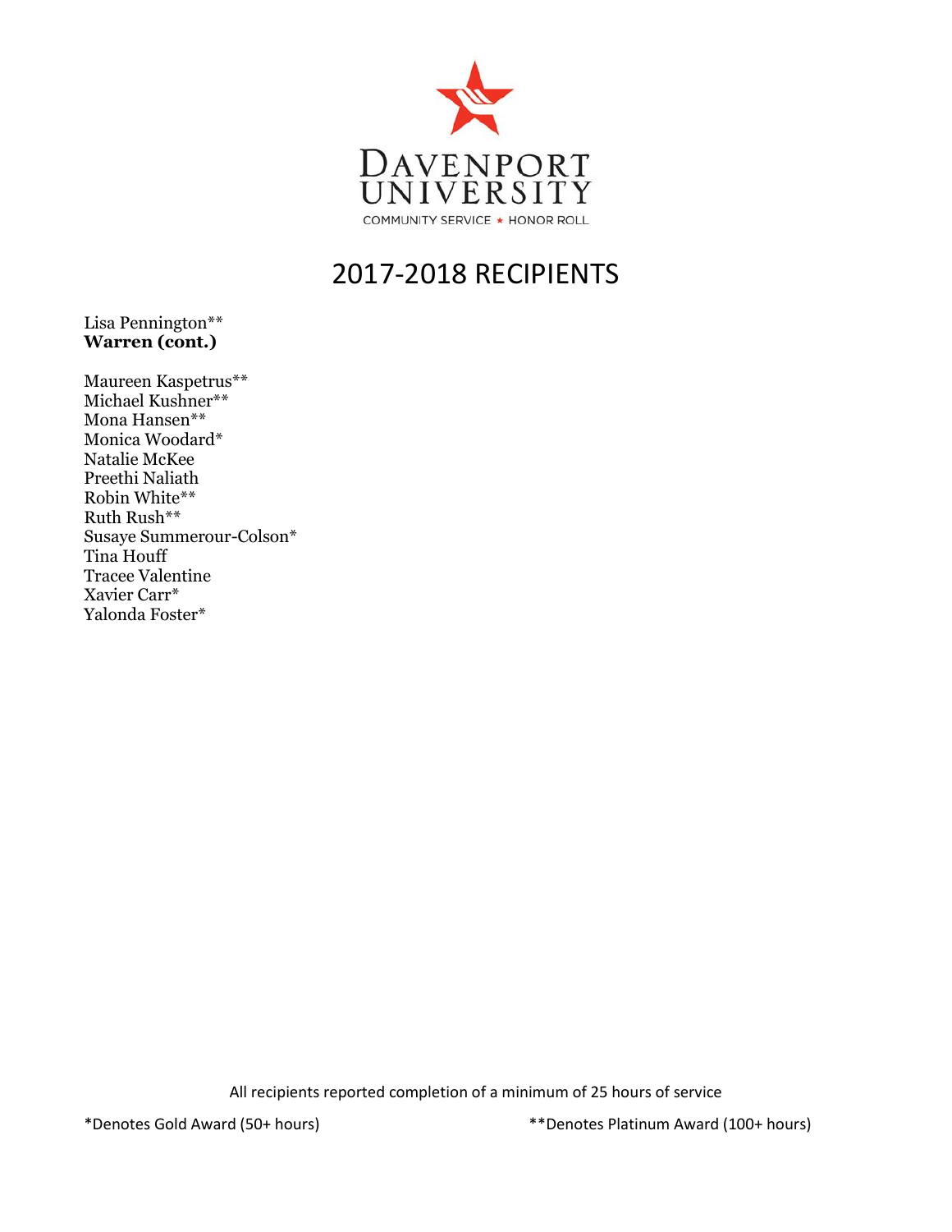DAVENPORT UNIVERSITY

COMMUNITY SERVICE ★ HONOR ROLL

# 2017-2018 RECIPIENTS

Lisa Pennington**

**Warren (cont.)**

Maureen Kaspetrus**
Michael Kushner**
Mona Hansen**
Monica Woodard*
Natalie McKee
Preethi Naliath
Robin White**
Ruth Rush**
Susaye Summerour-Colson*
Tina Houff
Tracee Valentine
Xavier Carr*
Yalonda Foster*

All recipients reported completion of a minimum of 25 hours of service

*Denotes Gold Award (50+ hours)

**Denotes Platinum Award (100+ hours)